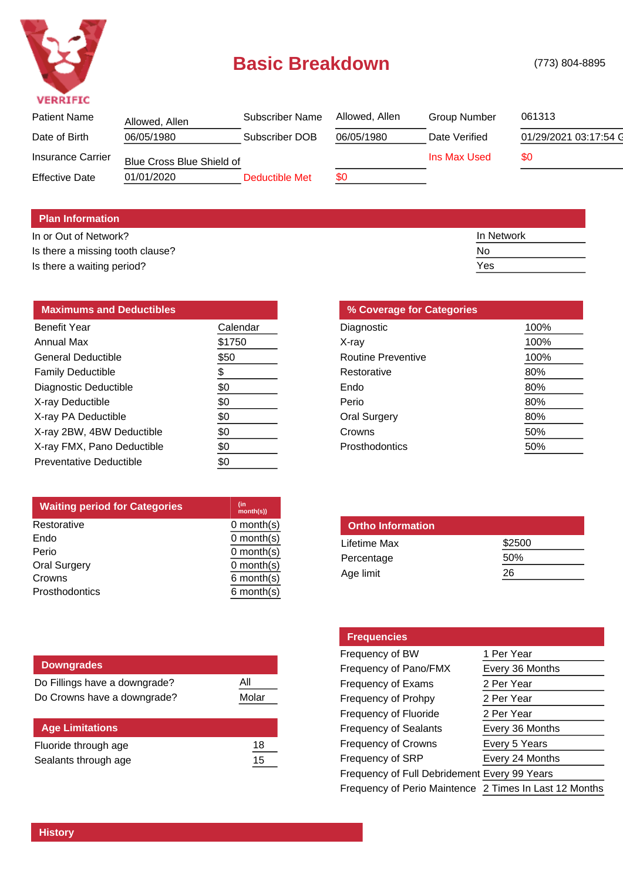VERRIFIC

# Basic Breakdown

(773) 804-8895

| | | | | | |
|---|---|---|---|---|---|
| Patient Name | Allowed, Allen | Subscriber Name | Allowed, Allen | Group Number | 061313 |
| Date of Birth | 06/05/1980 | Subscriber DOB | 06/05/1980 | Date Verified | 01/29/2021 03:17:54 G |
| Insurance Carrier | Blue Cross Blue Shield of | | | Ins Max Used | $0 |
| Effective Date | 01/01/2020 | Deductible Met | $0 | | |

## Plan Information

| | |
|---|---|
| In or Out of Network? | In Network |
| Is there a missing tooth clause? | No |
| Is there a waiting period? | Yes |

## Maximums and Deductibles

| | |
|---|---|
| Benefit Year | Calendar |
| Annual Max | $1750 |
| General Deductible | $50 |
| Family Deductible | $ |
| Diagnostic Deductible | $0 |
| X-ray Deductible | $0 |
| X-ray PA Deductible | $0 |
| X-ray 2BW, 4BW Deductible | $0 |
| X-ray FMX, Pano Deductible | $0 |
| Preventative Deductible | $0 |

## % Coverage for Categories

| | |
|---|---|
| Diagnostic | 100% |
| X-ray | 100% |
| Routine Preventive | 100% |
| Restorative | 80% |
| Endo | 80% |
| Perio | 80% |
| Oral Surgery | 80% |
| Crowns | 50% |
| Prosthodontics | 50% |

## Waiting period for Categories

| | (in month(s)) |
|---|---|
| Restorative | 0 month(s) |
| Endo | 0 month(s) |
| Perio | 0 month(s) |
| Oral Surgery | 0 month(s) |
| Crowns | 6 month(s) |
| Prosthodontics | 6 month(s) |

## Ortho Information

| | |
|---|---|
| Lifetime Max | $2500 |
| Percentage | 50% |
| Age limit | 26 |

## Downgrades

| | |
|---|---|
| Do Fillings have a downgrade? | All |
| Do Crowns have a downgrade? | Molar |

## Age Limitations

| | |
|---|---|
| Fluoride through age | 18 |
| Sealants through age | 15 |

## Frequencies

| | |
|---|---|
| Frequency of BW | 1 Per Year |
| Frequency of Pano/FMX | Every 36 Months |
| Frequency of Exams | 2 Per Year |
| Frequency of Prohpy | 2 Per Year |
| Frequency of Fluoride | 2 Per Year |
| Frequency of Sealants | Every 36 Months |
| Frequency of Crowns | Every 5 Years |
| Frequency of SRP | Every 24 Months |
| Frequency of Full Debridement | Every 99 Years |
| Frequency of Perio Maintence | 2 Times In Last 12 Months |

## History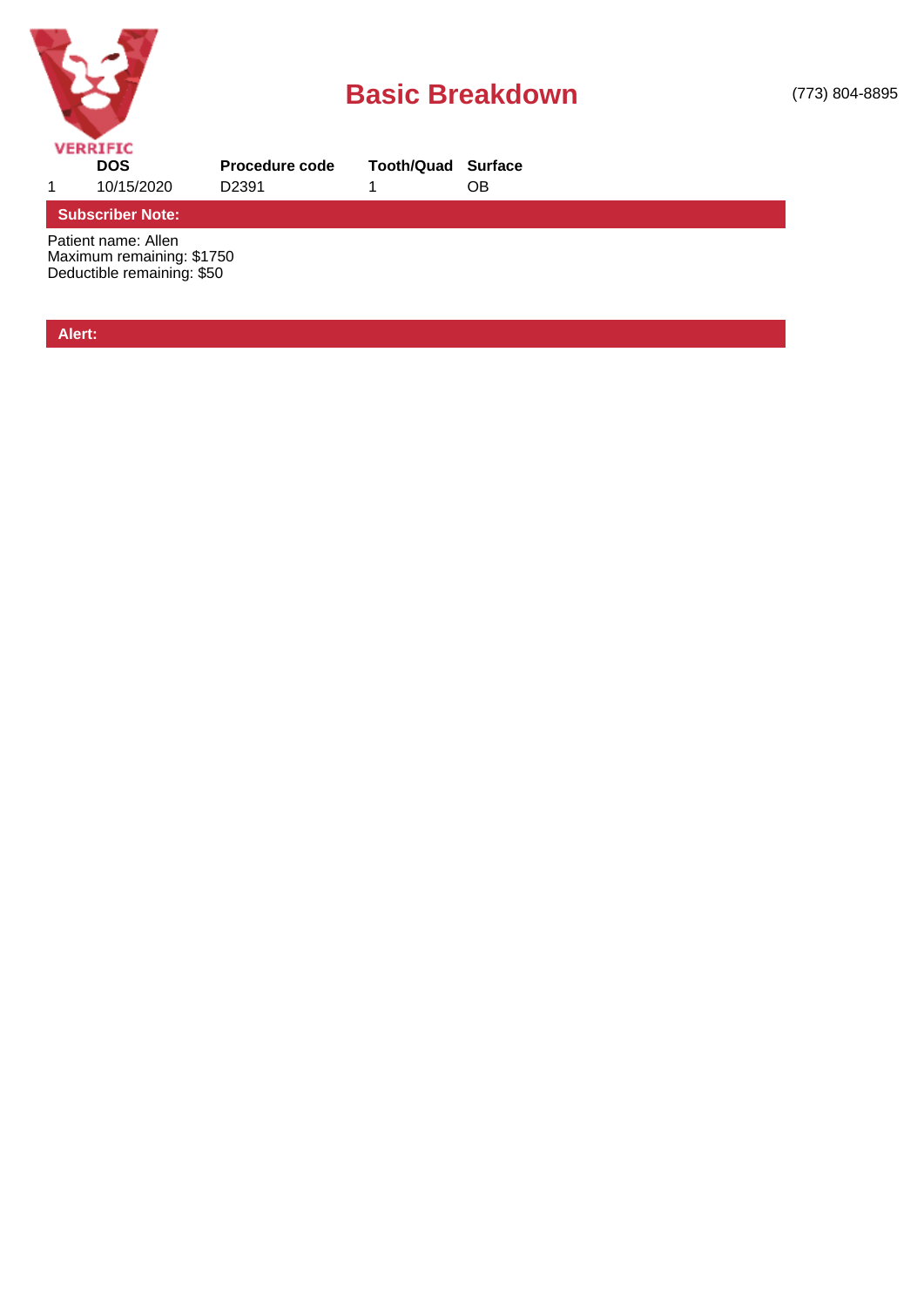VERRIFIC

# Basic Breakdown

(773) 804-8895

| | DOS | Procedure code | Tooth/Quad | Surface |
|---|---|---|---|---|
| 1 | 10/15/2020 | D2391 | 1 | OB |

**Subscriber Note:**

Patient name: Allen
Maximum remaining: $1750
Deductible remaining: $50

**Alert:**